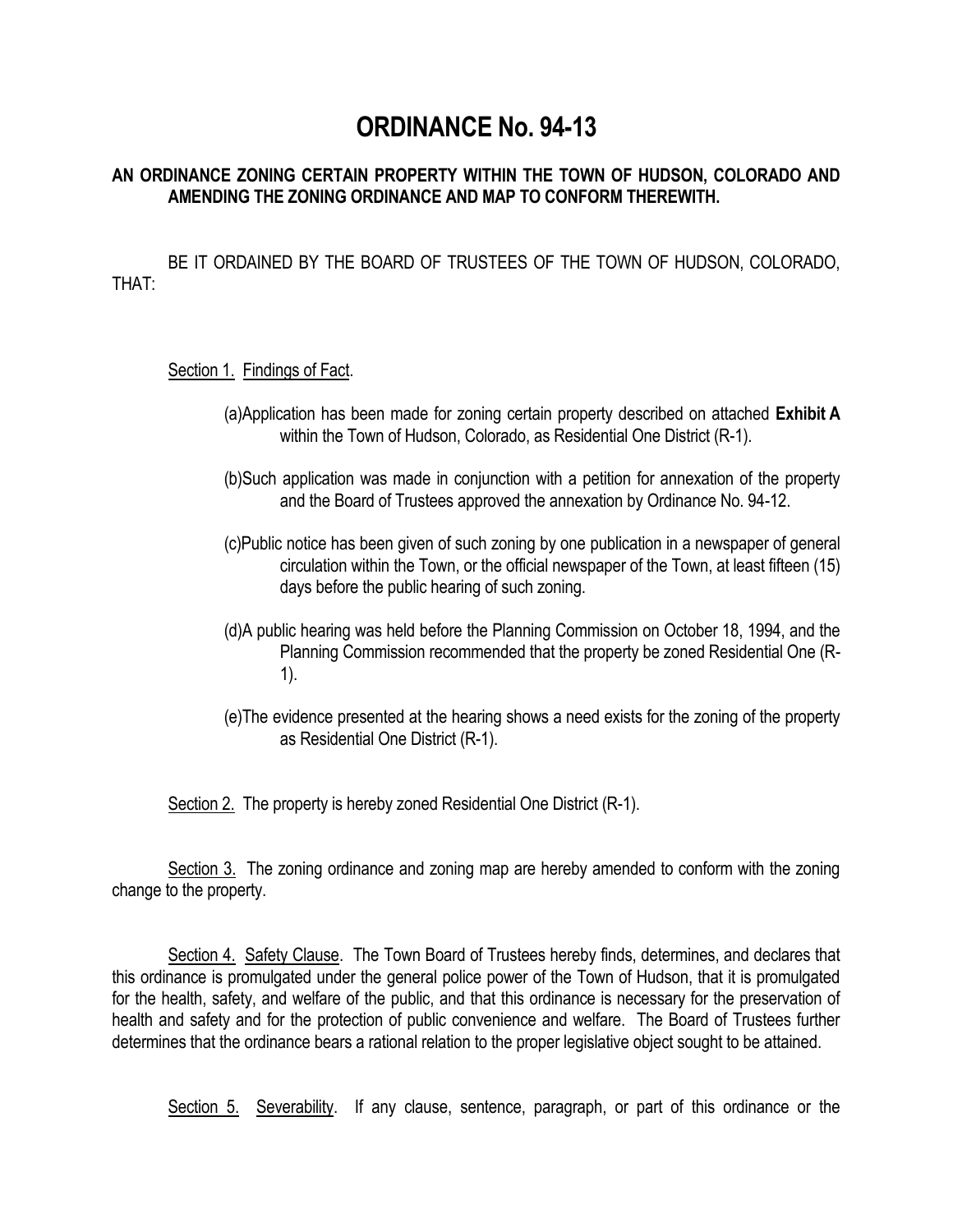# ORDINANCE No. 94-13

**AN ORDINANCE ZONING CERTAIN PROPERTY WITHIN THE TOWN OF HUDSON, COLORADO AND AMENDING THE ZONING ORDINANCE AND MAP TO CONFORM THEREWITH.**

BE IT ORDAINED BY THE BOARD OF TRUSTEES OF THE TOWN OF HUDSON, COLORADO, THAT:

Section 1. Findings of Fact.

(a) Application has been made for zoning certain property described on attached **Exhibit A** within the Town of Hudson, Colorado, as Residential One District (R-1).

(b) Such application was made in conjunction with a petition for annexation of the property and the Board of Trustees approved the annexation by Ordinance No. 94-12.

(c) Public notice has been given of such zoning by one publication in a newspaper of general circulation within the Town, or the official newspaper of the Town, at least fifteen (15) days before the public hearing of such zoning.

(d) A public hearing was held before the Planning Commission on October 18, 1994, and the Planning Commission recommended that the property be zoned Residential One (R-1).

(e) The evidence presented at the hearing shows a need exists for the zoning of the property as Residential One District (R-1).

Section 2. The property is hereby zoned Residential One District (R-1).

Section 3. The zoning ordinance and zoning map are hereby amended to conform with the zoning change to the property.

Section 4. Safety Clause. The Town Board of Trustees hereby finds, determines, and declares that this ordinance is promulgated under the general police power of the Town of Hudson, that it is promulgated for the health, safety, and welfare of the public, and that this ordinance is necessary for the preservation of health and safety and for the protection of public convenience and welfare. The Board of Trustees further determines that the ordinance bears a rational relation to the proper legislative object sought to be attained.

Section 5. Severability. If any clause, sentence, paragraph, or part of this ordinance or the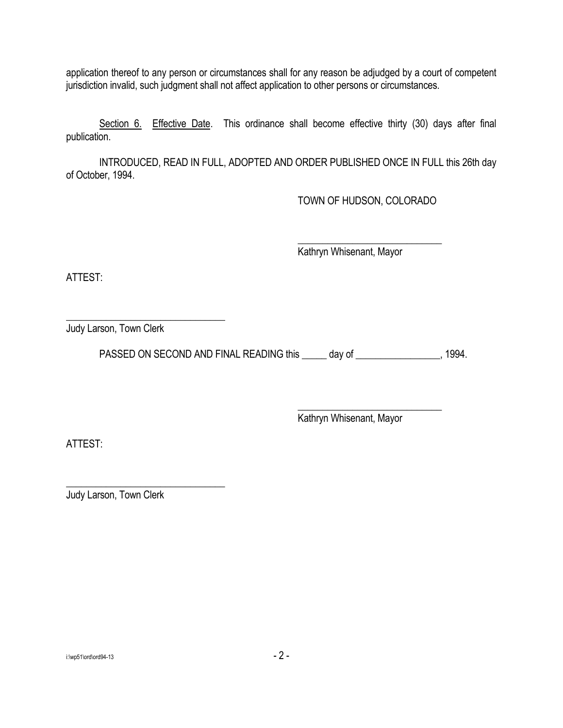application thereof to any person or circumstances shall for any reason be adjudged by a court of competent jurisdiction invalid, such judgment shall not affect application to other persons or circumstances.

Section 6. Effective Date. This ordinance shall become effective thirty (30) days after final publication.

INTRODUCED, READ IN FULL, ADOPTED AND ORDER PUBLISHED ONCE IN FULL this 26th day of October, 1994.

TOWN OF HUDSON, COLORADO

______________________________
Kathryn Whisenant, Mayor

ATTEST:

______________________________
Judy Larson, Town Clerk

PASSED ON SECOND AND FINAL READING this _____ day of _________________, 1994.

______________________________
Kathryn Whisenant, Mayor

ATTEST:

______________________________
Judy Larson, Town Clerk

i:\wp51\ord\ord94-13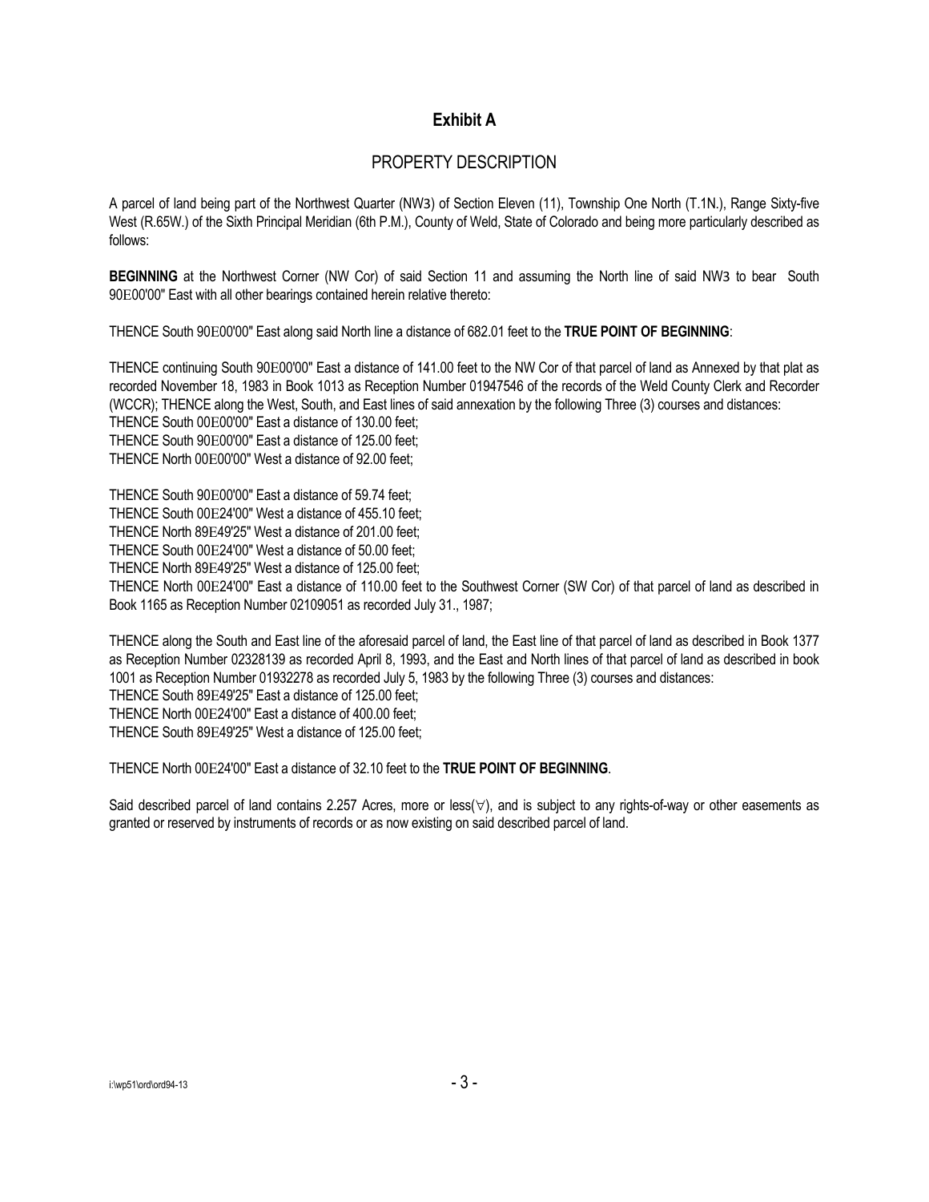# Exhibit A

## PROPERTY DESCRIPTION

A parcel of land being part of the Northwest Quarter (NW3) of Section Eleven (11), Township One North (T.1N.), Range Sixty-five West (R.65W.) of the Sixth Principal Meridian (6th P.M.), County of Weld, State of Colorado and being more particularly described as follows:

**BEGINNING** at the Northwest Corner (NW Cor) of said Section 11 and assuming the North line of said NW3 to bear South 90E00'00" East with all other bearings contained herein relative thereto:

THENCE South 90E00'00" East along said North line a distance of 682.01 feet to the **TRUE POINT OF BEGINNING**:

THENCE continuing South 90E00'00" East a distance of 141.00 feet to the NW Cor of that parcel of land as Annexed by that plat as recorded November 18, 1983 in Book 1013 as Reception Number 01947546 of the records of the Weld County Clerk and Recorder (WCCR); THENCE along the West, South, and East lines of said annexation by the following Three (3) courses and distances:
THENCE South 00E00'00" East a distance of 130.00 feet;
THENCE South 90E00'00" East a distance of 125.00 feet;
THENCE North 00E00'00" West a distance of 92.00 feet;

THENCE South 90E00'00" East a distance of 59.74 feet;
THENCE South 00E24'00" West a distance of 455.10 feet;
THENCE North 89E49'25" West a distance of 201.00 feet;
THENCE South 00E24'00" West a distance of 50.00 feet;
THENCE North 89E49'25" West a distance of 125.00 feet;
THENCE North 00E24'00" East a distance of 110.00 feet to the Southwest Corner (SW Cor) of that parcel of land as described in Book 1165 as Reception Number 02109051 as recorded July 31., 1987;

THENCE along the South and East line of the aforesaid parcel of land, the East line of that parcel of land as described in Book 1377 as Reception Number 02328139 as recorded April 8, 1993, and the East and North lines of that parcel of land as described in book 1001 as Reception Number 01932278 as recorded July 5, 1983 by the following Three (3) courses and distances:
THENCE South 89E49'25" East a distance of 125.00 feet;
THENCE North 00E24'00" East a distance of 400.00 feet;
THENCE South 89E49'25" West a distance of 125.00 feet;

THENCE North 00E24'00" East a distance of 32.10 feet to the **TRUE POINT OF BEGINNING**.

Said described parcel of land contains 2.257 Acres, more or less(∀), and is subject to any rights-of-way or other easements as granted or reserved by instruments of records or as now existing on said described parcel of land.

i:\wp51\ord\ord94-13